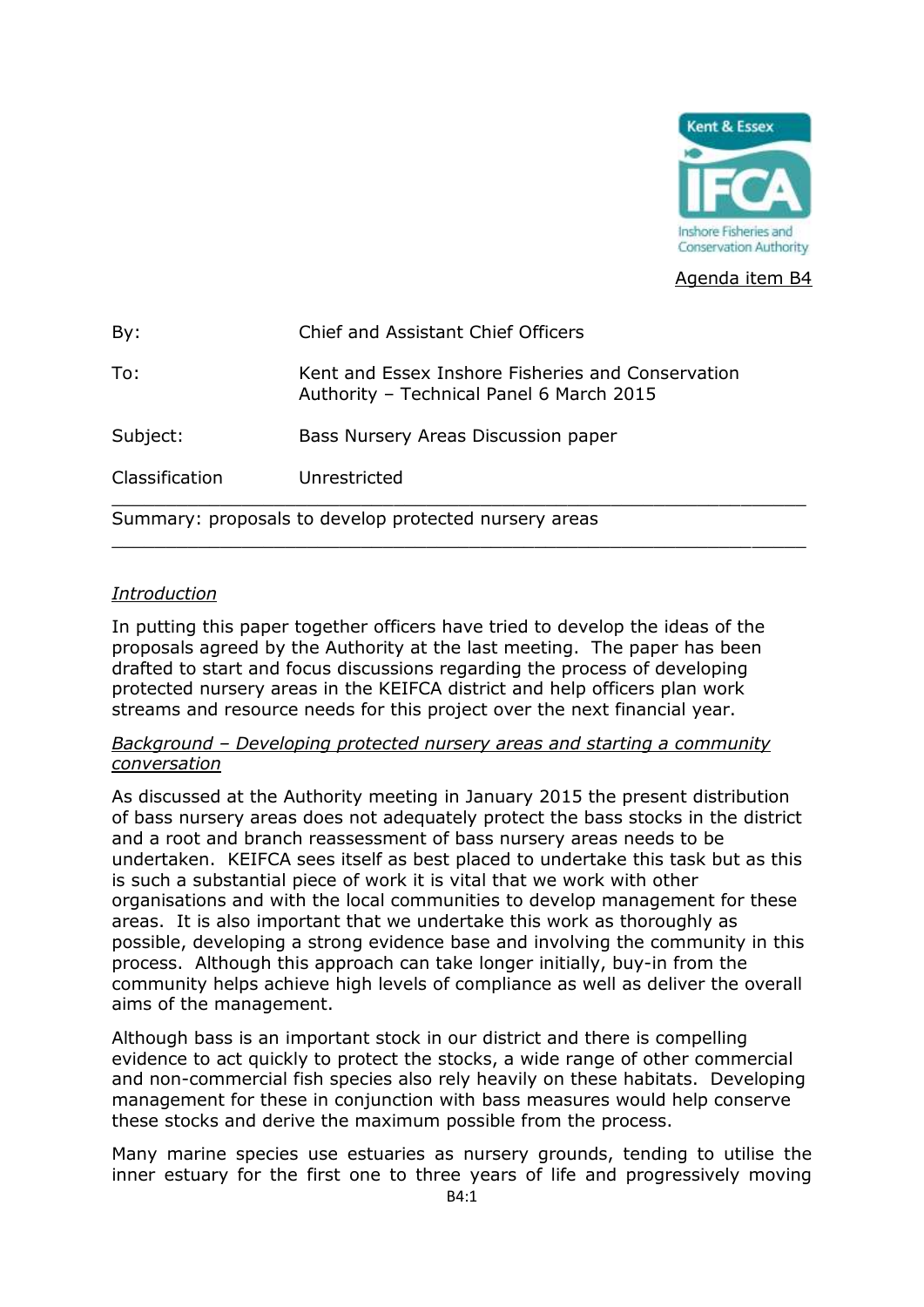Agenda item B4

| | |
|---|---|
| By: | Chief and Assistant Chief Officers |
| To: | Kent and Essex Inshore Fisheries and Conservation Authority – Technical Panel 6 March 2015 |
| Subject: | Bass Nursery Areas Discussion paper |
| Classification | Unrestricted |

Summary: proposals to develop protected nursery areas

*Introduction*

In putting this paper together officers have tried to develop the ideas of the proposals agreed by the Authority at the last meeting. The paper has been drafted to start and focus discussions regarding the process of developing protected nursery areas in the KEIFCA district and help officers plan work streams and resource needs for this project over the next financial year.

*Background – Developing protected nursery areas and starting a community conversation*

As discussed at the Authority meeting in January 2015 the present distribution of bass nursery areas does not adequately protect the bass stocks in the district and a root and branch reassessment of bass nursery areas needs to be undertaken. KEIFCA sees itself as best placed to undertake this task but as this is such a substantial piece of work it is vital that we work with other organisations and with the local communities to develop management for these areas. It is also important that we undertake this work as thoroughly as possible, developing a strong evidence base and involving the community in this process. Although this approach can take longer initially, buy-in from the community helps achieve high levels of compliance as well as deliver the overall aims of the management.

Although bass is an important stock in our district and there is compelling evidence to act quickly to protect the stocks, a wide range of other commercial and non-commercial fish species also rely heavily on these habitats. Developing management for these in conjunction with bass measures would help conserve these stocks and derive the maximum possible from the process.

Many marine species use estuaries as nursery grounds, tending to utilise the inner estuary for the first one to three years of life and progressively moving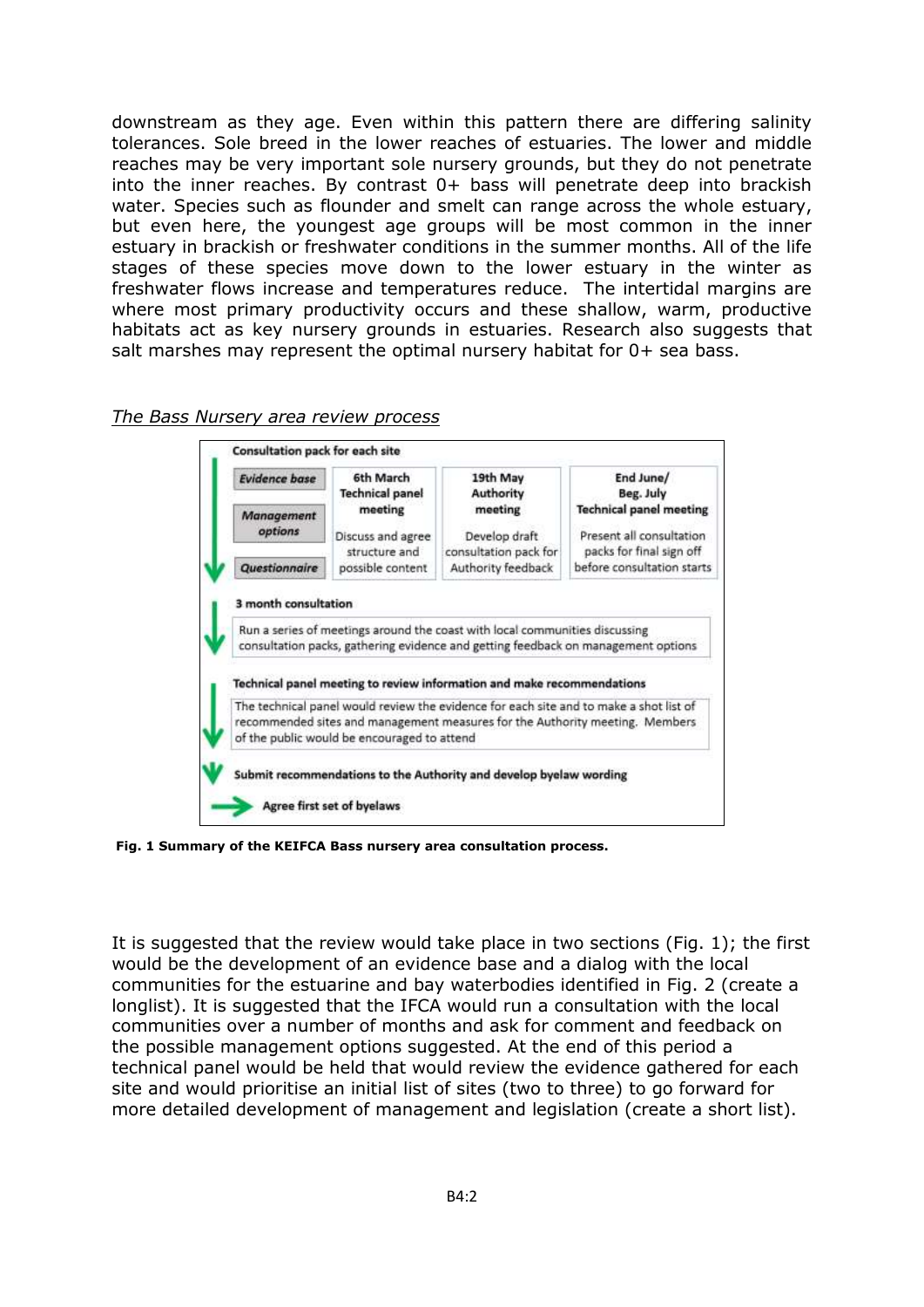downstream as they age. Even within this pattern there are differing salinity tolerances. Sole breed in the lower reaches of estuaries. The lower and middle reaches may be very important sole nursery grounds, but they do not penetrate into the inner reaches. By contrast 0+ bass will penetrate deep into brackish water. Species such as flounder and smelt can range across the whole estuary, but even here, the youngest age groups will be most common in the inner estuary in brackish or freshwater conditions in the summer months. All of the life stages of these species move down to the lower estuary in the winter as freshwater flows increase and temperatures reduce. The intertidal margins are where most primary productivity occurs and these shallow, warm, productive habitats act as key nursery grounds in estuaries. Research also suggests that salt marshes may represent the optimal nursery habitat for 0+ sea bass.

*The Bass Nursery area review process*

**Consultation pack for each site**

| | 6th March Technical panel meeting | 19th May Authority meeting | End June/ Beg. July Technical panel meeting |
|---|---|---|---|
| *Evidence base* | | | |
| *Management options* | Discuss and agree structure and possible content | Develop draft consultation pack for Authority feedback | Present all consultation packs for final sign off before consultation starts |
| *Questionnaire* | | | |

**3 month consultation**

Run a series of meetings around the coast with local communities discussing consultation packs, gathering evidence and getting feedback on management options

**Technical panel meeting to review information and make recommendations**

The technical panel would review the evidence for each site and to make a shot list of recommended sites and management measures for the Authority meeting. Members of the public would be encouraged to attend

**Submit recommendations to the Authority and develop byelaw wording**

→ Agree first set of byelaws

**Fig. 1 Summary of the KEIFCA Bass nursery area consultation process.**

It is suggested that the review would take place in two sections (Fig. 1); the first would be the development of an evidence base and a dialog with the local communities for the estuarine and bay waterbodies identified in Fig. 2 (create a longlist). It is suggested that the IFCA would run a consultation with the local communities over a number of months and ask for comment and feedback on the possible management options suggested. At the end of this period a technical panel would be held that would review the evidence gathered for each site and would prioritise an initial list of sites (two to three) to go forward for more detailed development of management and legislation (create a short list).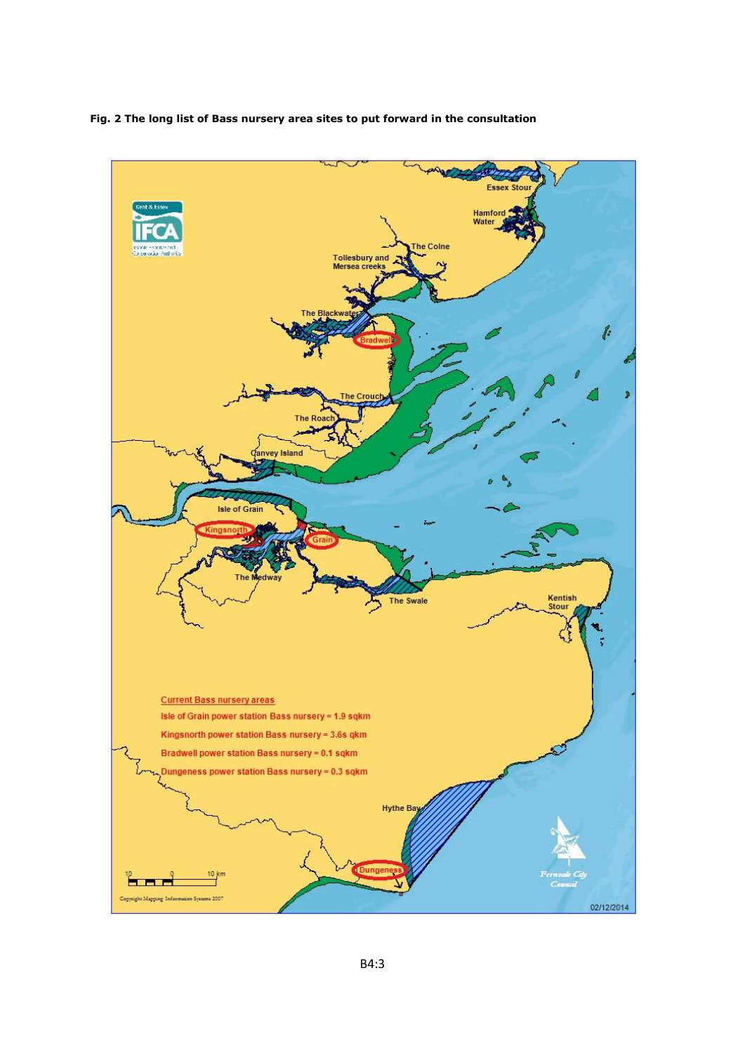**Fig. 2 The long list of Bass nursery area sites to put forward in the consultation**

Current Bass nursery areas

Isle of Grain power station Bass nursery = 1.9 sqkm

Kingsnorth power station Bass nursery = 3.6s qkm

Bradwell power station Bass nursery = 0.1 sqkm

Dungeness power station Bass nursery = 0.3 sqkm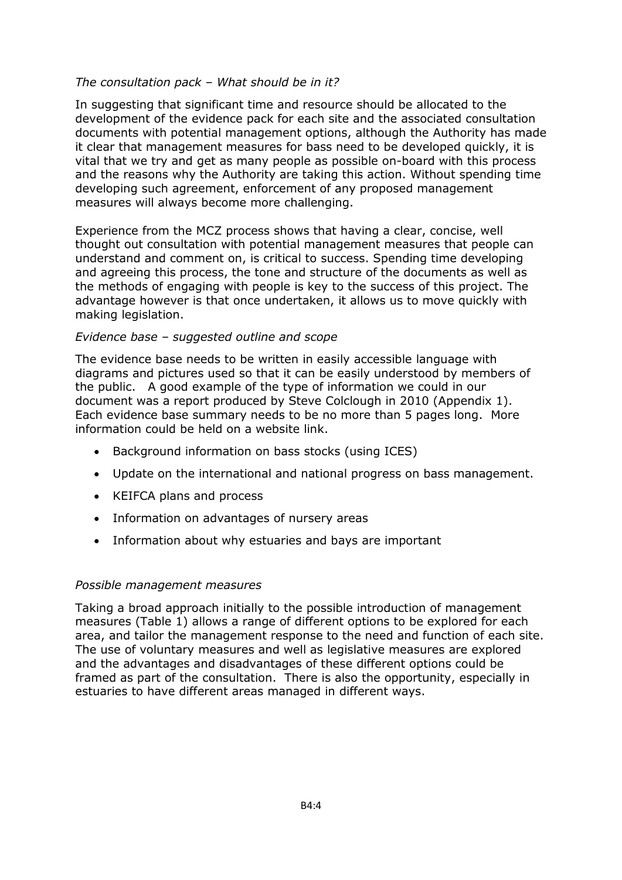*The consultation pack – What should be in it?*

In suggesting that significant time and resource should be allocated to the development of the evidence pack for each site and the associated consultation documents with potential management options, although the Authority has made it clear that management measures for bass need to be developed quickly, it is vital that we try and get as many people as possible on-board with this process and the reasons why the Authority are taking this action. Without spending time developing such agreement, enforcement of any proposed management measures will always become more challenging.

Experience from the MCZ process shows that having a clear, concise, well thought out consultation with potential management measures that people can understand and comment on, is critical to success. Spending time developing and agreeing this process, the tone and structure of the documents as well as the methods of engaging with people is key to the success of this project. The advantage however is that once undertaken, it allows us to move quickly with making legislation.

*Evidence base – suggested outline and scope*

The evidence base needs to be written in easily accessible language with diagrams and pictures used so that it can be easily understood by members of the public. A good example of the type of information we could in our document was a report produced by Steve Colclough in 2010 (Appendix 1). Each evidence base summary needs to be no more than 5 pages long. More information could be held on a website link.

- Background information on bass stocks (using ICES)
- Update on the international and national progress on bass management.
- KEIFCA plans and process
- Information on advantages of nursery areas
- Information about why estuaries and bays are important

*Possible management measures*

Taking a broad approach initially to the possible introduction of management measures (Table 1) allows a range of different options to be explored for each area, and tailor the management response to the need and function of each site. The use of voluntary measures and well as legislative measures are explored and the advantages and disadvantages of these different options could be framed as part of the consultation. There is also the opportunity, especially in estuaries to have different areas managed in different ways.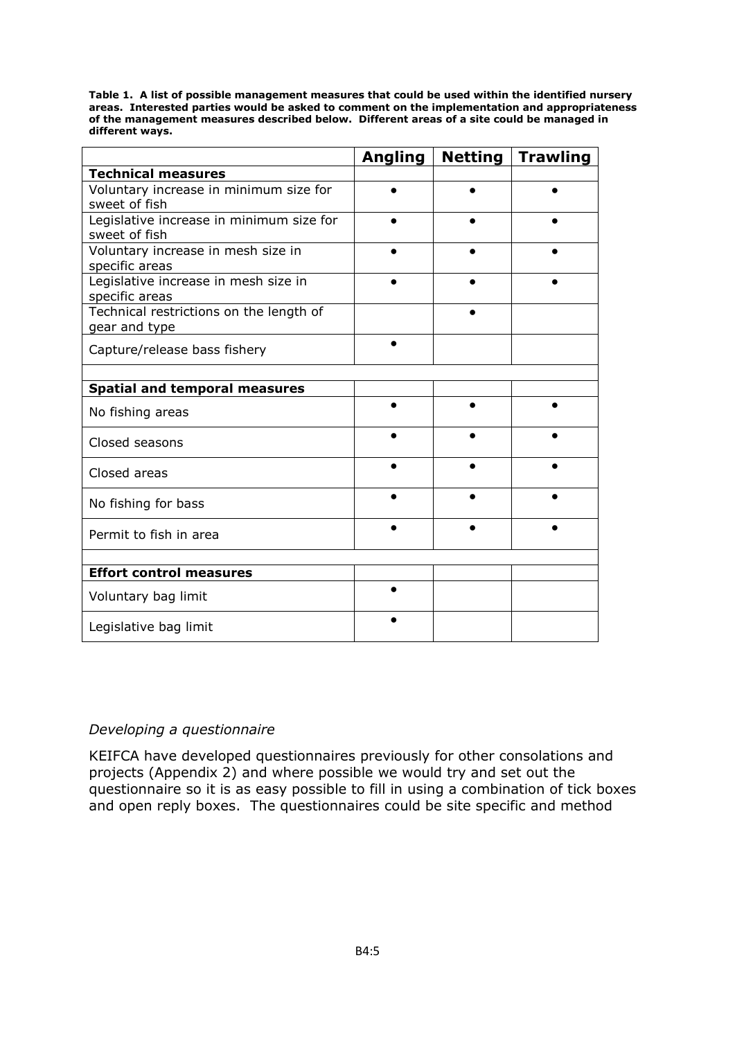**Table 1. A list of possible management measures that could be used within the identified nursery areas. Interested parties would be asked to comment on the implementation and appropriateness of the management measures described below. Different areas of a site could be managed in different ways.**

| | Angling | Netting | Trawling |
|---|---|---|---|
| **Technical measures** | | | |
| Voluntary increase in minimum size for sweet of fish | ● | ● | ● |
| Legislative increase in minimum size for sweet of fish | ● | ● | ● |
| Voluntary increase in mesh size in specific areas | ● | ● | ● |
| Legislative increase in mesh size in specific areas | ● | ● | ● |
| Technical restrictions on the length of gear and type | | ● | |
| Capture/release bass fishery | ● | | |
| | | | |
| **Spatial and temporal measures** | | | |
| No fishing areas | ● | ● | ● |
| Closed seasons | ● | ● | ● |
| Closed areas | ● | ● | ● |
| No fishing for bass | ● | ● | ● |
| Permit to fish in area | ● | ● | ● |
| | | | |
| **Effort control measures** | | | |
| Voluntary bag limit | ● | | |
| Legislative bag limit | ● | | |

*Developing a questionnaire*

KEIFCA have developed questionnaires previously for other consolations and projects (Appendix 2) and where possible we would try and set out the questionnaire so it is as easy possible to fill in using a combination of tick boxes and open reply boxes. The questionnaires could be site specific and method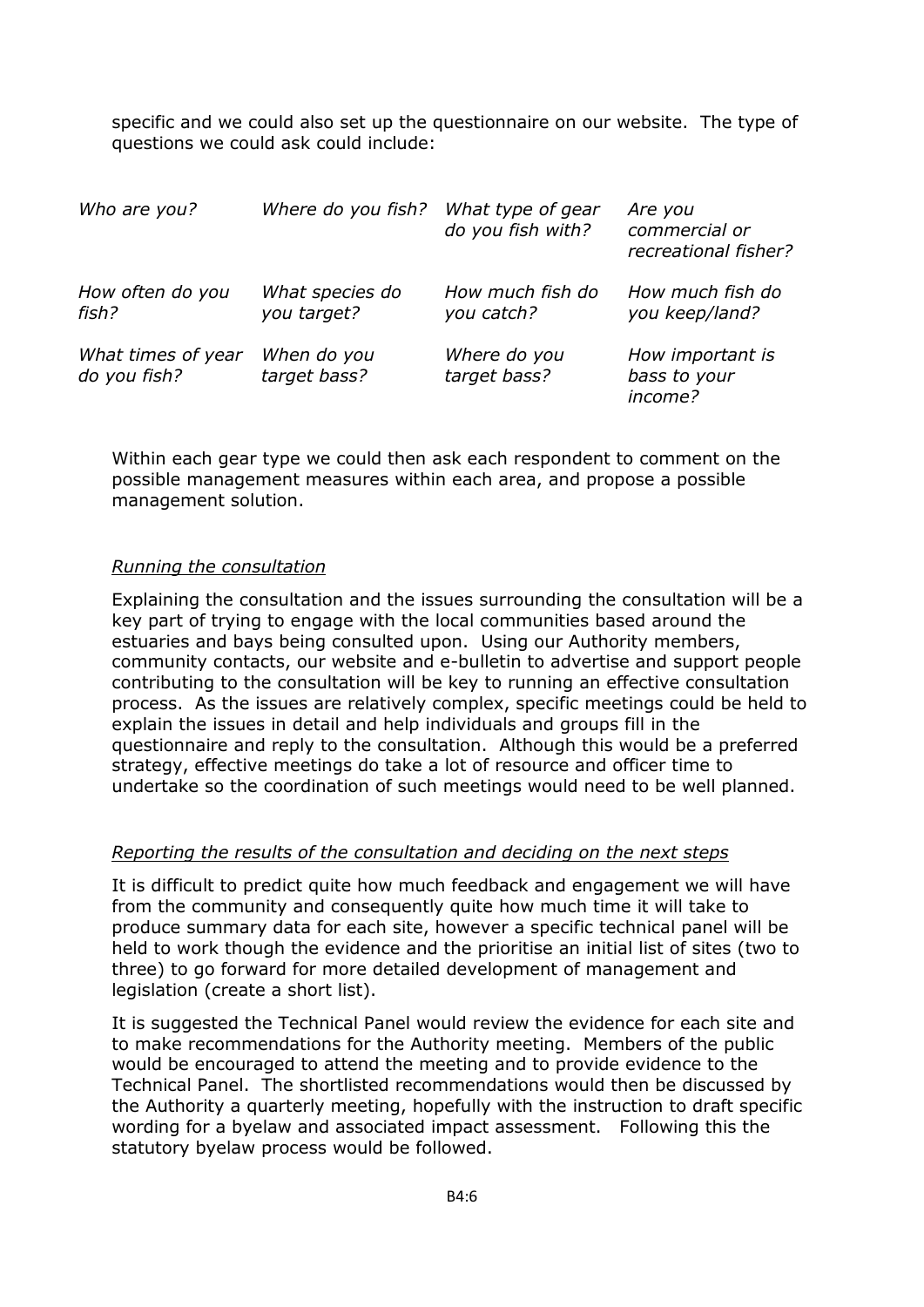specific and we could also set up the questionnaire on our website. The type of questions we could ask could include:

| | | | |
|---|---|---|---|
| *Who are you?* | *Where do you fish?* | *What type of gear do you fish with?* | *Are you commercial or recreational fisher?* |
| *How often do you fish?* | *What species do you target?* | *How much fish do you catch?* | *How much fish do you keep/land?* |
| *What times of year do you fish?* | *When do you target bass?* | *Where do you target bass?* | *How important is bass to your income?* |

Within each gear type we could then ask each respondent to comment on the possible management measures within each area, and propose a possible management solution.

*Running the consultation*

Explaining the consultation and the issues surrounding the consultation will be a key part of trying to engage with the local communities based around the estuaries and bays being consulted upon. Using our Authority members, community contacts, our website and e-bulletin to advertise and support people contributing to the consultation will be key to running an effective consultation process. As the issues are relatively complex, specific meetings could be held to explain the issues in detail and help individuals and groups fill in the questionnaire and reply to the consultation. Although this would be a preferred strategy, effective meetings do take a lot of resource and officer time to undertake so the coordination of such meetings would need to be well planned.

*Reporting the results of the consultation and deciding on the next steps*

It is difficult to predict quite how much feedback and engagement we will have from the community and consequently quite how much time it will take to produce summary data for each site, however a specific technical panel will be held to work though the evidence and the prioritise an initial list of sites (two to three) to go forward for more detailed development of management and legislation (create a short list).

It is suggested the Technical Panel would review the evidence for each site and to make recommendations for the Authority meeting. Members of the public would be encouraged to attend the meeting and to provide evidence to the Technical Panel. The shortlisted recommendations would then be discussed by the Authority a quarterly meeting, hopefully with the instruction to draft specific wording for a byelaw and associated impact assessment. Following this the statutory byelaw process would be followed.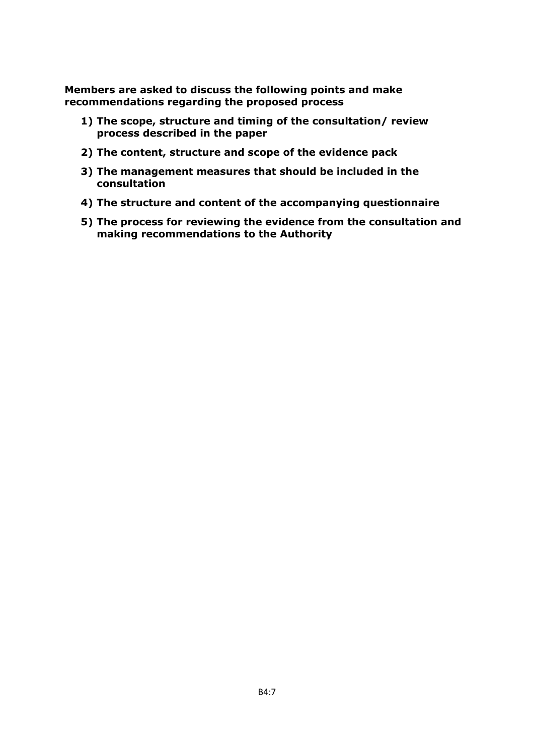**Members are asked to discuss the following points and make recommendations regarding the proposed process**

1) **The scope, structure and timing of the consultation/ review process described in the paper**
2) **The content, structure and scope of the evidence pack**
3) **The management measures that should be included in the consultation**
4) **The structure and content of the accompanying questionnaire**
5) **The process for reviewing the evidence from the consultation and making recommendations to the Authority**